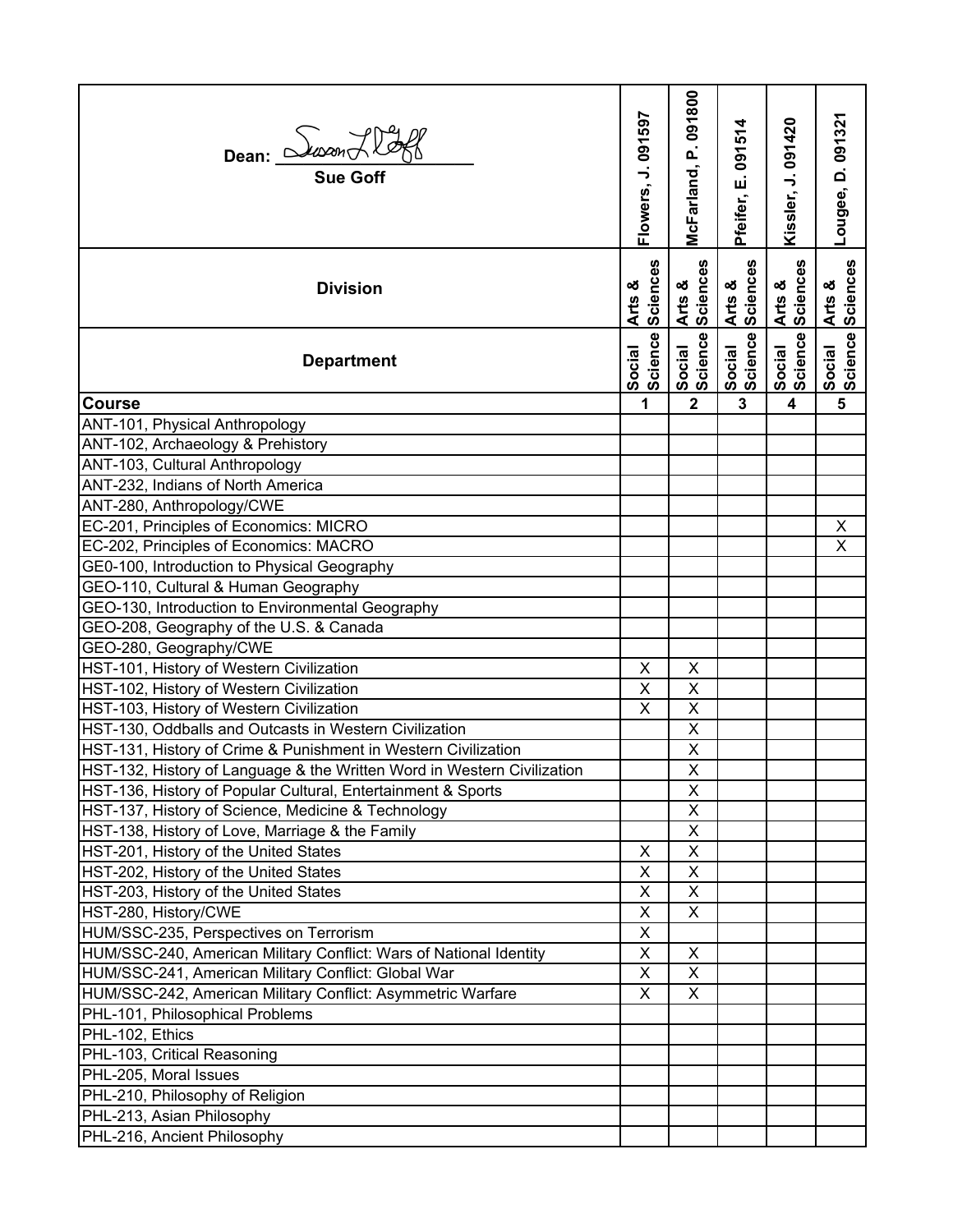| Dean: Sue Goff | Flowers, J. 091597 | McFarland, P. 091800 | Pfeifer, E. 091514 | Kissler, J. 091420 | Lougee, D. 091321 |
|---|---|---|---|---|---|
| **Division** | Arts & Sciences | Arts & Sciences | Arts & Sciences | Arts & Sciences | Arts & Sciences |
| **Department** | Social Science | Social Science | Social Science | Social Science | Social Science |
| **Course** | **1** | **2** | **3** | **4** | **5** |
| ANT-101, Physical Anthropology | | | | | |
| ANT-102, Archaeology & Prehistory | | | | | |
| ANT-103, Cultural Anthropology | | | | | |
| ANT-232, Indians of North America | | | | | |
| ANT-280, Anthropology/CWE | | | | | |
| EC-201, Principles of Economics: MICRO | | | | | X |
| EC-202, Principles of Economics: MACRO | | | | | X |
| GE0-100, Introduction to Physical Geography | | | | | |
| GEO-110, Cultural & Human Geography | | | | | |
| GEO-130, Introduction to Environmental Geography | | | | | |
| GEO-208, Geography of the U.S. & Canada | | | | | |
| GEO-280, Geography/CWE | | | | | |
| HST-101, History of Western Civilization | X | X | | | |
| HST-102, History of Western Civilization | X | X | | | |
| HST-103, History of Western Civilization | X | X | | | |
| HST-130, Oddballs and Outcasts in Western Civilization | | X | | | |
| HST-131, History of Crime & Punishment in Western Civilization | | X | | | |
| HST-132, History of Language & the Written Word in Western Civilization | | X | | | |
| HST-136, History of Popular Cultural, Entertainment & Sports | | X | | | |
| HST-137, History of Science, Medicine & Technology | | X | | | |
| HST-138, History of Love, Marriage & the Family | | X | | | |
| HST-201, History of the United States | X | X | | | |
| HST-202, History of the United States | X | X | | | |
| HST-203, History of the United States | X | X | | | |
| HST-280, History/CWE | X | X | | | |
| HUM/SSC-235, Perspectives on Terrorism | X | | | | |
| HUM/SSC-240, American Military Conflict: Wars of National Identity | X | X | | | |
| HUM/SSC-241, American Military Conflict: Global War | X | X | | | |
| HUM/SSC-242, American Military Conflict: Asymmetric Warfare | X | X | | | |
| PHL-101, Philosophical Problems | | | | | |
| PHL-102, Ethics | | | | | |
| PHL-103, Critical Reasoning | | | | | |
| PHL-205, Moral Issues | | | | | |
| PHL-210, Philosophy of Religion | | | | | |
| PHL-213, Asian Philosophy | | | | | |
| PHL-216, Ancient Philosophy | | | | | |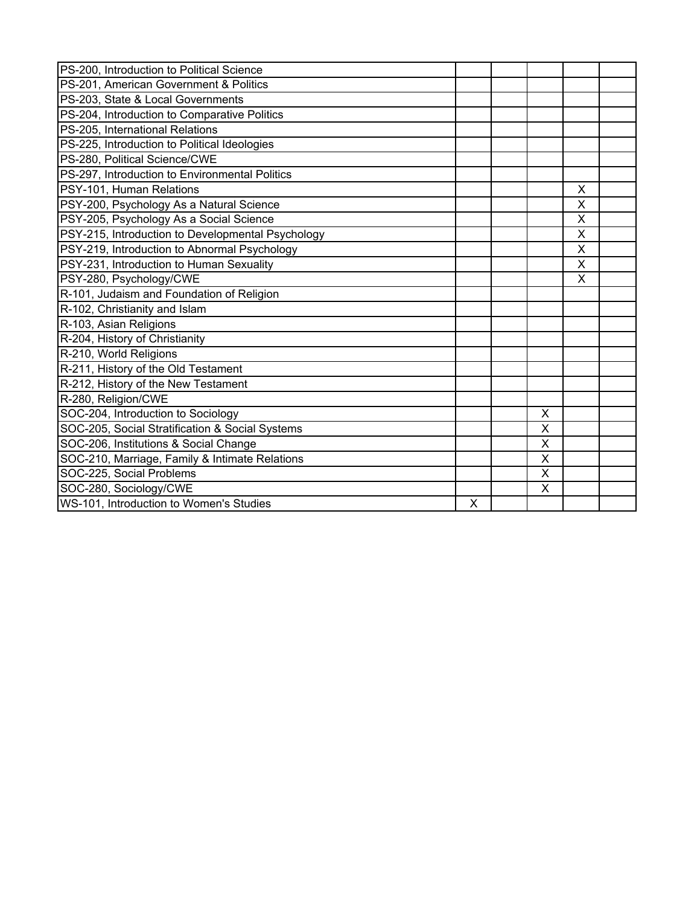| | | | | | |
|---|---|---|---|---|---|
| PS-200, Introduction to Political Science | | | | | |
| PS-201, American Government & Politics | | | | | |
| PS-203, State & Local Governments | | | | | |
| PS-204, Introduction to Comparative Politics | | | | | |
| PS-205, International Relations | | | | | |
| PS-225, Introduction to Political Ideologies | | | | | |
| PS-280, Political Science/CWE | | | | | |
| PS-297, Introduction to Environmental Politics | | | | | |
| PSY-101, Human Relations | | | | X | |
| PSY-200, Psychology As a Natural Science | | | | X | |
| PSY-205, Psychology As a Social Science | | | | X | |
| PSY-215, Introduction to Developmental Psychology | | | | X | |
| PSY-219, Introduction to Abnormal Psychology | | | | X | |
| PSY-231, Introduction to Human Sexuality | | | | X | |
| PSY-280, Psychology/CWE | | | | X | |
| R-101, Judaism and Foundation of Religion | | | | | |
| R-102, Christianity and Islam | | | | | |
| R-103, Asian Religions | | | | | |
| R-204, History of Christianity | | | | | |
| R-210, World Religions | | | | | |
| R-211, History of the Old Testament | | | | | |
| R-212, History of the New Testament | | | | | |
| R-280, Religion/CWE | | | | | |
| SOC-204, Introduction to Sociology | | | X | | |
| SOC-205, Social Stratification & Social Systems | | | X | | |
| SOC-206, Institutions & Social Change | | | X | | |
| SOC-210, Marriage, Family & Intimate Relations | | | X | | |
| SOC-225, Social Problems | | | X | | |
| SOC-280, Sociology/CWE | | | X | | |
| WS-101, Introduction to Women's Studies | X | | | | |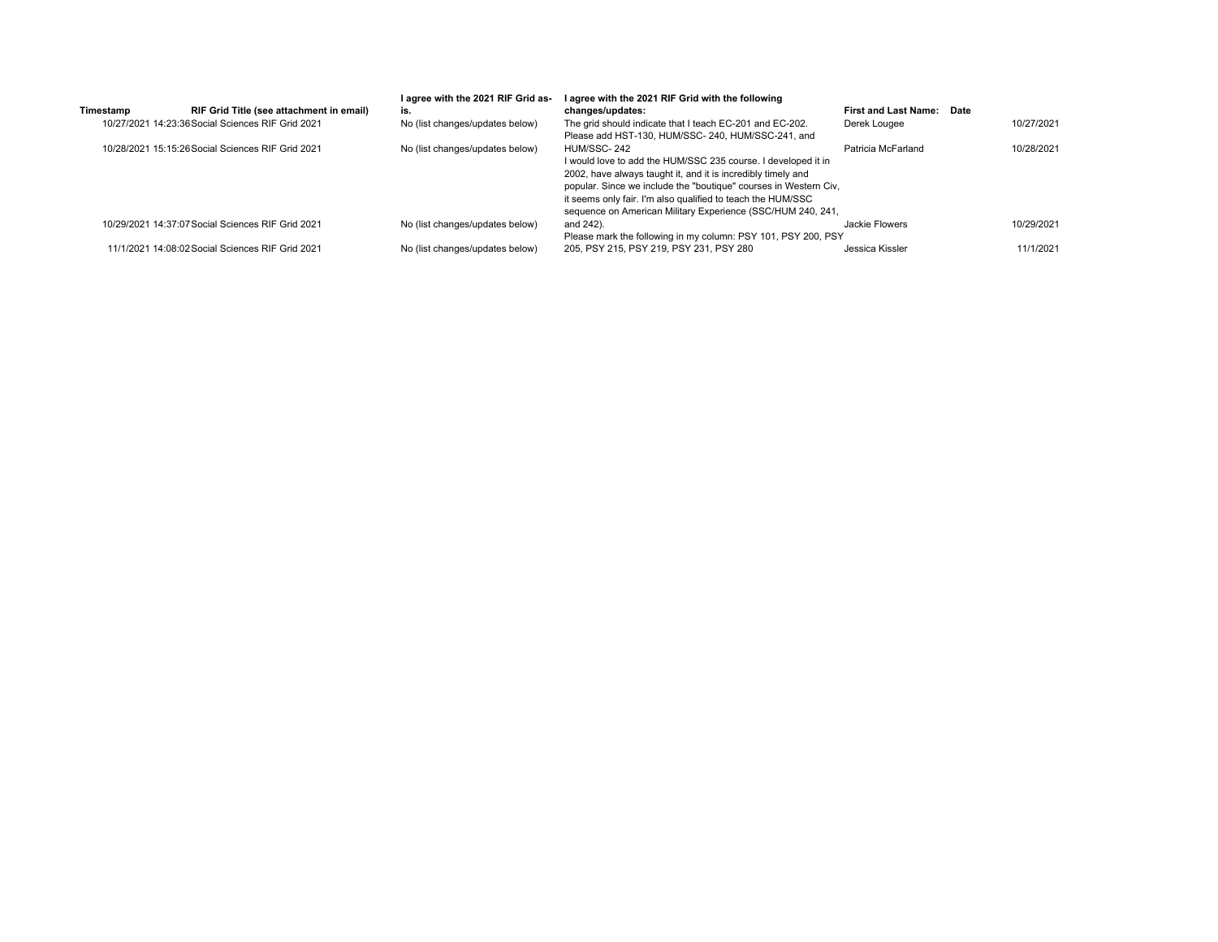| Timestamp | RIF Grid Title (see attachment in email) | I agree with the 2021 RIF Grid as-is. | I agree with the 2021 RIF Grid with the following changes/updates: | First and Last Name: | Date |
|---|---|---|---|---|---|
| 10/27/2021 14:23:36 | Social Sciences RIF Grid 2021 | No (list changes/updates below) | The grid should indicate that I teach EC-201 and EC-202. | Derek Lougee | 10/27/2021 |
| 10/28/2021 15:15:26 | Social Sciences RIF Grid 2021 | No (list changes/updates below) | Please add HST-130, HUM/SSC- 240, HUM/SSC-241, and HUM/SSC- 242 | Patricia McFarland | 10/28/2021 |
| 10/29/2021 14:37:07 | Social Sciences RIF Grid 2021 | No (list changes/updates below) | I would love to add the HUM/SSC 235 course. I developed it in 2002, have always taught it, and it is incredibly timely and popular. Since we include the "boutique" courses in Western Civ, it seems only fair. I'm also qualified to teach the HUM/SSC sequence on American Military Experience (SSC/HUM 240, 241, and 242). | Jackie Flowers | 10/29/2021 |
| 11/1/2021 14:08:02 | Social Sciences RIF Grid 2021 | No (list changes/updates below) | Please mark the following in my column: PSY 101, PSY 200, PSY 205, PSY 215, PSY 219, PSY 231, PSY 280 | Jessica Kissler | 11/1/2021 |